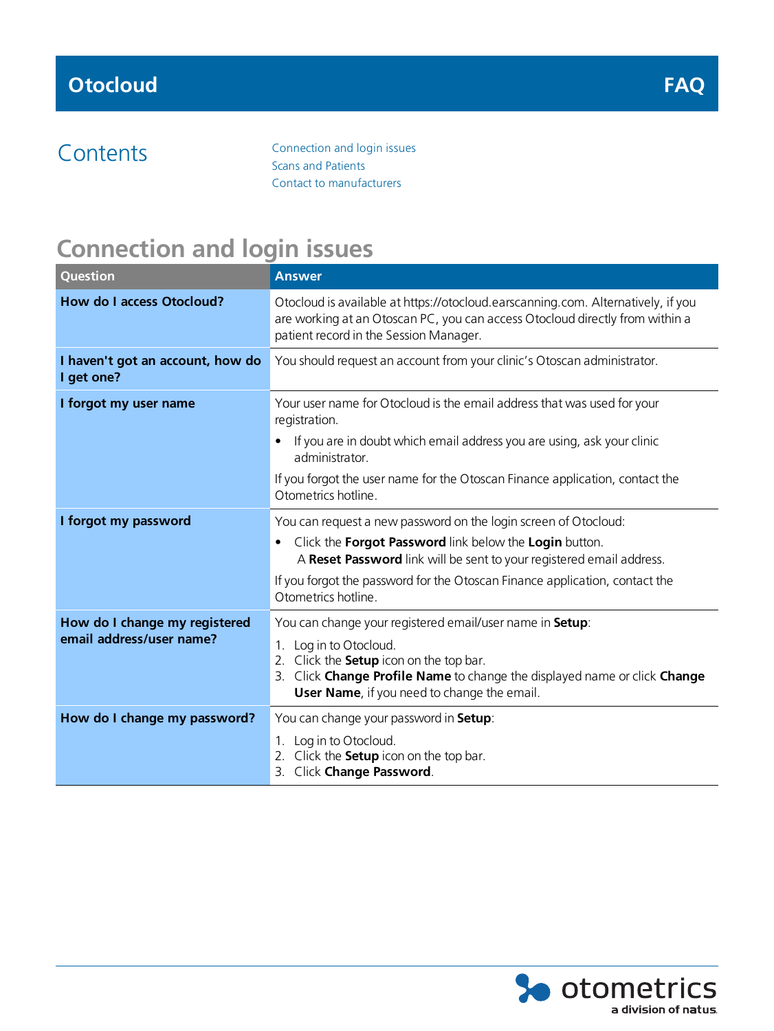# Otocloud — FAQ

## Contents

- Connection and login issues
- Scans and Patients
- Contact to manufacturers

## Connection and login issues

| Question | Answer |
|---|---|
| **How do I access Otocloud?** | Otocloud is available at https://otocloud.earscanning.com. Alternatively, if you are working at an Otoscan PC, you can access Otocloud directly from within a patient record in the Session Manager. |
| **I haven't got an account, how do I get one?** | You should request an account from your clinic's Otoscan administrator. |
| **I forgot my user name** | Your user name for Otocloud is the email address that was used for your registration.<br>• If you are in doubt which email address you are using, ask your clinic administrator.<br>If you forgot the user name for the Otoscan Finance application, contact the Otometrics hotline. |
| **I forgot my password** | You can request a new password on the login screen of Otocloud:<br>• Click the **Forgot Password** link below the **Login** button. A **Reset Password** link will be sent to your registered email address.<br>If you forgot the password for the Otoscan Finance application, contact the Otometrics hotline. |
| **How do I change my registered email address/user name?** | You can change your registered email/user name in **Setup**:<br>1. Log in to Otocloud.<br>2. Click the **Setup** icon on the top bar.<br>3. Click **Change Profile Name** to change the displayed name or click **Change User Name**, if you need to change the email. |
| **How do I change my password?** | You can change your password in **Setup**:<br>1. Log in to Otocloud.<br>2. Click the **Setup** icon on the top bar.<br>3. Click **Change Password**. |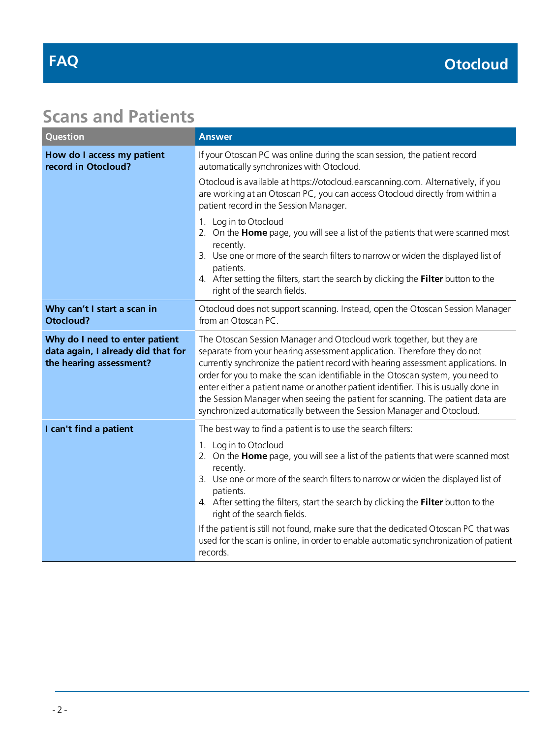# FAQ — Otocloud

## Scans and Patients

| Question | Answer |
|---|---|
| **How do I access my patient record in Otocloud?** | If your Otoscan PC was online during the scan session, the patient record automatically synchronizes with Otocloud.<br><br>Otocloud is available at https://otocloud.earscanning.com. Alternatively, if you are working at an Otoscan PC, you can access Otocloud directly from within a patient record in the Session Manager.<br><br>1. Log in to Otocloud<br>2. On the **Home** page, you will see a list of the patients that were scanned most recently.<br>3. Use one or more of the search filters to narrow or widen the displayed list of patients.<br>4. After setting the filters, start the search by clicking the **Filter** button to the right of the search fields. |
| **Why can't I start a scan in Otocloud?** | Otocloud does not support scanning. Instead, open the Otoscan Session Manager from an Otoscan PC. |
| **Why do I need to enter patient data again, I already did that for the hearing assessment?** | The Otoscan Session Manager and Otocloud work together, but they are separate from your hearing assessment application. Therefore they do not currently synchronize the patient record with hearing assessment applications. In order for you to make the scan identifiable in the Otoscan system, you need to enter either a patient name or another patient identifier. This is usually done in the Session Manager when seeing the patient for scanning. The patient data are synchronized automatically between the Session Manager and Otocloud. |
| **I can't find a patient** | The best way to find a patient is to use the search filters:<br><br>1. Log in to Otocloud<br>2. On the **Home** page, you will see a list of the patients that were scanned most recently.<br>3. Use one or more of the search filters to narrow or widen the displayed list of patients.<br>4. After setting the filters, start the search by clicking the **Filter** button to the right of the search fields.<br><br>If the patient is still not found, make sure that the dedicated Otoscan PC that was used for the scan is online, in order to enable automatic synchronization of patient records. |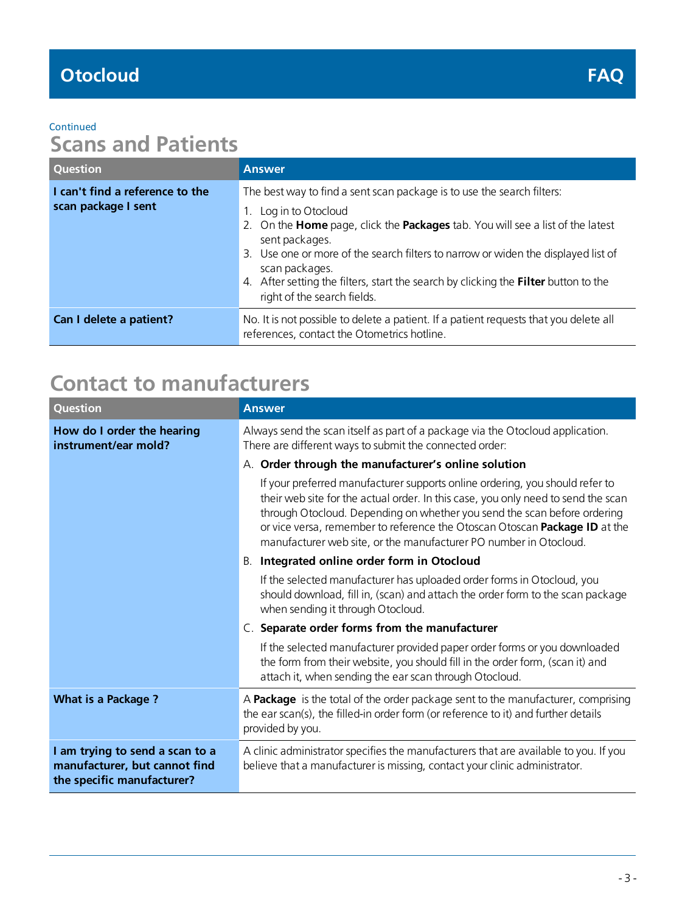Continued

## Scans and Patients

| Question | Answer |
|---|---|
| **I can't find a reference to the scan package I sent** | The best way to find a sent scan package is to use the search filters:<br>1. Log in to Otocloud<br>2. On the **Home** page, click the **Packages** tab. You will see a list of the latest sent packages.<br>3. Use one or more of the search filters to narrow or widen the displayed list of scan packages.<br>4. After setting the filters, start the search by clicking the **Filter** button to the right of the search fields. |
| **Can I delete a patient?** | No. It is not possible to delete a patient. If a patient requests that you delete all references, contact the Otometrics hotline. |

## Contact to manufacturers

| Question | Answer |
|---|---|
| **How do I order the hearing instrument/ear mold?** | Always send the scan itself as part of a package via the Otocloud application. There are different ways to submit the connected order:<br>A. **Order through the manufacturer's online solution**<br>If your preferred manufacturer supports online ordering, you should refer to their web site for the actual order. In this case, you only need to send the scan through Otocloud. Depending on whether you send the scan before ordering or vice versa, remember to reference the Otoscan Otoscan **Package ID** at the manufacturer web site, or the manufacturer PO number in Otocloud.<br>B. **Integrated online order form in Otocloud**<br>If the selected manufacturer has uploaded order forms in Otocloud, you should download, fill in, (scan) and attach the order form to the scan package when sending it through Otocloud.<br>C. **Separate order forms from the manufacturer**<br>If the selected manufacturer provided paper order forms or you downloaded the form from their website, you should fill in the order form, (scan it) and attach it, when sending the ear scan through Otocloud. |
| **What is a Package ?** | A **Package** is the total of the order package sent to the manufacturer, comprising the ear scan(s), the filled-in order form (or reference to it) and further details provided by you. |
| **I am trying to send a scan to a manufacturer, but cannot find the specific manufacturer?** | A clinic administrator specifies the manufacturers that are available to you. If you believe that a manufacturer is missing, contact your clinic administrator. |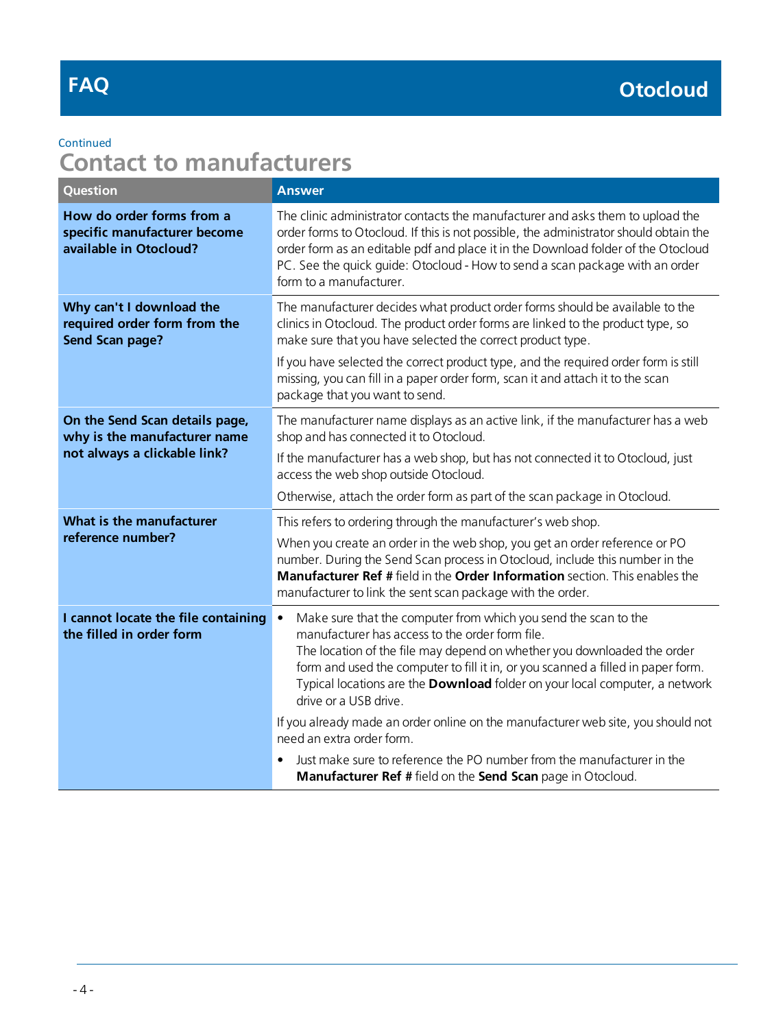Continued

## Contact to manufacturers

| Question | Answer |
|---|---|
| **How do order forms from a specific manufacturer become available in Otocloud?** | The clinic administrator contacts the manufacturer and asks them to upload the order forms to Otocloud. If this is not possible, the administrator should obtain the order form as an editable pdf and place it in the Download folder of the Otocloud PC. See the quick guide: Otocloud - How to send a scan package with an order form to a manufacturer. |
| **Why can't I download the required order form from the Send Scan page?** | The manufacturer decides what product order forms should be available to the clinics in Otocloud. The product order forms are linked to the product type, so make sure that you have selected the correct product type.<br><br>If you have selected the correct product type, and the required order form is still missing, you can fill in a paper order form, scan it and attach it to the scan package that you want to send. |
| **On the Send Scan details page, why is the manufacturer name not always a clickable link?** | The manufacturer name displays as an active link, if the manufacturer has a web shop and has connected it to Otocloud.<br><br>If the manufacturer has a web shop, but has not connected it to Otocloud, just access the web shop outside Otocloud.<br><br>Otherwise, attach the order form as part of the scan package in Otocloud. |
| **What is the manufacturer reference number?** | This refers to ordering through the manufacturer's web shop.<br><br>When you create an order in the web shop, you get an order reference or PO number. During the Send Scan process in Otocloud, include this number in the **Manufacturer Ref #** field in the **Order Information** section. This enables the manufacturer to link the sent scan package with the order. |
| **I cannot locate the file containing the filled in order form** | • Make sure that the computer from which you send the scan to the manufacturer has access to the order form file.<br>The location of the file may depend on whether you downloaded the order form and used the computer to fill it in, or you scanned a filled in paper form. Typical locations are the **Download** folder on your local computer, a network drive or a USB drive.<br><br>If you already made an order online on the manufacturer web site, you should not need an extra order form.<br><br>• Just make sure to reference the PO number from the manufacturer in the **Manufacturer Ref #** field on the **Send Scan** page in Otocloud. |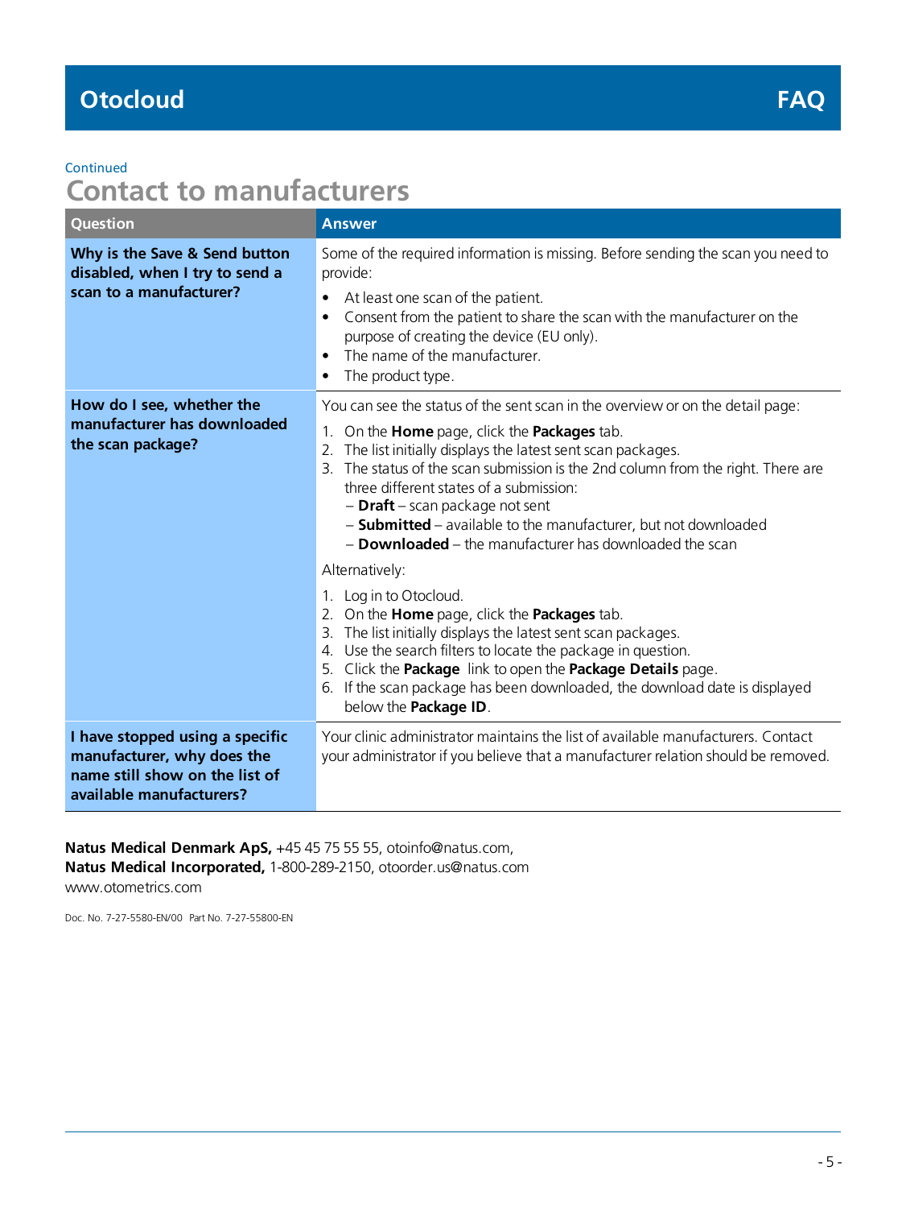Continued

## Contact to manufacturers

| Question | Answer |
|---|---|
| **Why is the Save & Send button disabled, when I try to send a scan to a manufacturer?** | Some of the required information is missing. Before sending the scan you need to provide:<br>• At least one scan of the patient.<br>• Consent from the patient to share the scan with the manufacturer on the purpose of creating the device (EU only).<br>• The name of the manufacturer.<br>• The product type. |
| **How do I see, whether the manufacturer has downloaded the scan package?** | You can see the status of the sent scan in the overview or on the detail page:<br>1. On the **Home** page, click the **Packages** tab.<br>2. The list initially displays the latest sent scan packages.<br>3. The status of the scan submission is the 2nd column from the right. There are three different states of a submission:<br>– **Draft** – scan package not sent<br>– **Submitted** – available to the manufacturer, but not downloaded<br>– **Downloaded** – the manufacturer has downloaded the scan<br><br>Alternatively:<br>1. Log in to Otocloud.<br>2. On the **Home** page, click the **Packages** tab.<br>3. The list initially displays the latest sent scan packages.<br>4. Use the search filters to locate the package in question.<br>5. Click the **Package** link to open the **Package Details** page.<br>6. If the scan package has been downloaded, the download date is displayed below the **Package ID**. |
| **I have stopped using a specific manufacturer, why does the name still show on the list of available manufacturers?** | Your clinic administrator maintains the list of available manufacturers. Contact your administrator if you believe that a manufacturer relation should be removed. |

**Natus Medical Denmark ApS,** +45 45 75 55 55, otoinfo@natus.com,
**Natus Medical Incorporated,** 1-800-289-2150, otoorder.us@natus.com
www.otometrics.com

Doc. No. 7-27-5580-EN/00 Part No. 7-27-55800-EN